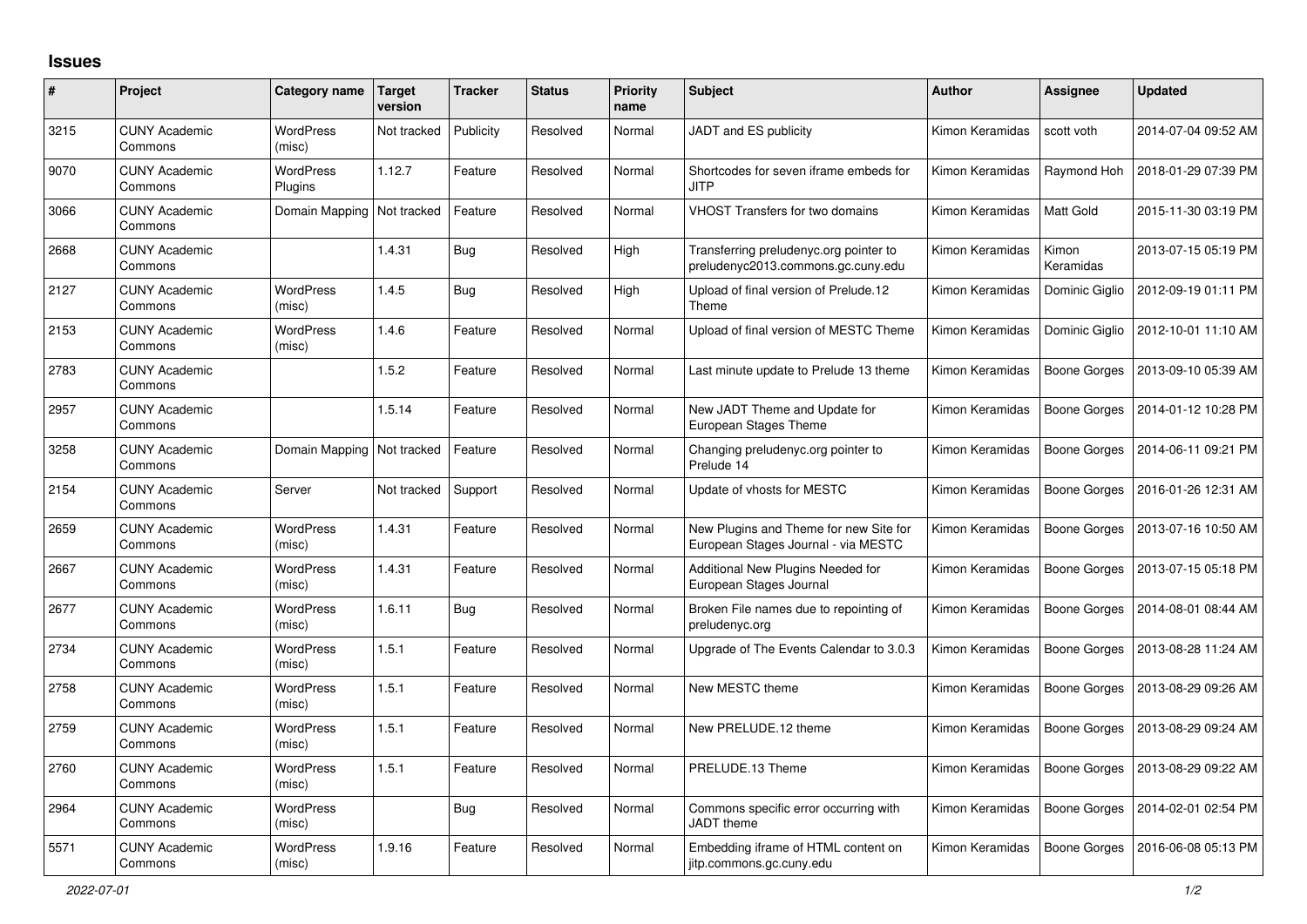## Issues

| # | Project | Category name | Target version | Tracker | Status | Priority name | Subject | Author | Assignee | Updated |
|---|---|---|---|---|---|---|---|---|---|---|
| 3215 | CUNY Academic Commons | WordPress (misc) | Not tracked | Publicity | Resolved | Normal | JADT and ES publicity | Kimon Keramidas | scott voth | 2014-07-04 09:52 AM |
| 9070 | CUNY Academic Commons | WordPress Plugins | 1.12.7 | Feature | Resolved | Normal | Shortcodes for seven iframe embeds for JITP | Kimon Keramidas | Raymond Hoh | 2018-01-29 07:39 PM |
| 3066 | CUNY Academic Commons | Domain Mapping | Not tracked | Feature | Resolved | Normal | VHOST Transfers for two domains | Kimon Keramidas | Matt Gold | 2015-11-30 03:19 PM |
| 2668 | CUNY Academic Commons | | 1.4.31 | Bug | Resolved | High | Transferring preludenyc.org pointer to preludenyc2013.commons.gc.cuny.edu | Kimon Keramidas | Kimon Keramidas | 2013-07-15 05:19 PM |
| 2127 | CUNY Academic Commons | WordPress (misc) | 1.4.5 | Bug | Resolved | High | Upload of final version of Prelude.12 Theme | Kimon Keramidas | Dominic Giglio | 2012-09-19 01:11 PM |
| 2153 | CUNY Academic Commons | WordPress (misc) | 1.4.6 | Feature | Resolved | Normal | Upload of final version of MESTC Theme | Kimon Keramidas | Dominic Giglio | 2012-10-01 11:10 AM |
| 2783 | CUNY Academic Commons | | 1.5.2 | Feature | Resolved | Normal | Last minute update to Prelude 13 theme | Kimon Keramidas | Boone Gorges | 2013-09-10 05:39 AM |
| 2957 | CUNY Academic Commons | | 1.5.14 | Feature | Resolved | Normal | New JADT Theme and Update for European Stages Theme | Kimon Keramidas | Boone Gorges | 2014-01-12 10:28 PM |
| 3258 | CUNY Academic Commons | Domain Mapping | Not tracked | Feature | Resolved | Normal | Changing preludenyc.org pointer to Prelude 14 | Kimon Keramidas | Boone Gorges | 2014-06-11 09:21 PM |
| 2154 | CUNY Academic Commons | Server | Not tracked | Support | Resolved | Normal | Update of vhosts for MESTC | Kimon Keramidas | Boone Gorges | 2016-01-26 12:31 AM |
| 2659 | CUNY Academic Commons | WordPress (misc) | 1.4.31 | Feature | Resolved | Normal | New Plugins and Theme for new Site for European Stages Journal - via MESTC | Kimon Keramidas | Boone Gorges | 2013-07-16 10:50 AM |
| 2667 | CUNY Academic Commons | WordPress (misc) | 1.4.31 | Feature | Resolved | Normal | Additional New Plugins Needed for European Stages Journal | Kimon Keramidas | Boone Gorges | 2013-07-15 05:18 PM |
| 2677 | CUNY Academic Commons | WordPress (misc) | 1.6.11 | Bug | Resolved | Normal | Broken File names due to repointing of preludenyc.org | Kimon Keramidas | Boone Gorges | 2014-08-01 08:44 AM |
| 2734 | CUNY Academic Commons | WordPress (misc) | 1.5.1 | Feature | Resolved | Normal | Upgrade of The Events Calendar to 3.0.3 | Kimon Keramidas | Boone Gorges | 2013-08-28 11:24 AM |
| 2758 | CUNY Academic Commons | WordPress (misc) | 1.5.1 | Feature | Resolved | Normal | New MESTC theme | Kimon Keramidas | Boone Gorges | 2013-08-29 09:26 AM |
| 2759 | CUNY Academic Commons | WordPress (misc) | 1.5.1 | Feature | Resolved | Normal | New PRELUDE.12 theme | Kimon Keramidas | Boone Gorges | 2013-08-29 09:24 AM |
| 2760 | CUNY Academic Commons | WordPress (misc) | 1.5.1 | Feature | Resolved | Normal | PRELUDE.13 Theme | Kimon Keramidas | Boone Gorges | 2013-08-29 09:22 AM |
| 2964 | CUNY Academic Commons | WordPress (misc) | | Bug | Resolved | Normal | Commons specific error occurring with JADT theme | Kimon Keramidas | Boone Gorges | 2014-02-01 02:54 PM |
| 5571 | CUNY Academic Commons | WordPress (misc) | 1.9.16 | Feature | Resolved | Normal | Embedding iframe of HTML content on jitp.commons.gc.cuny.edu | Kimon Keramidas | Boone Gorges | 2016-06-08 05:13 PM |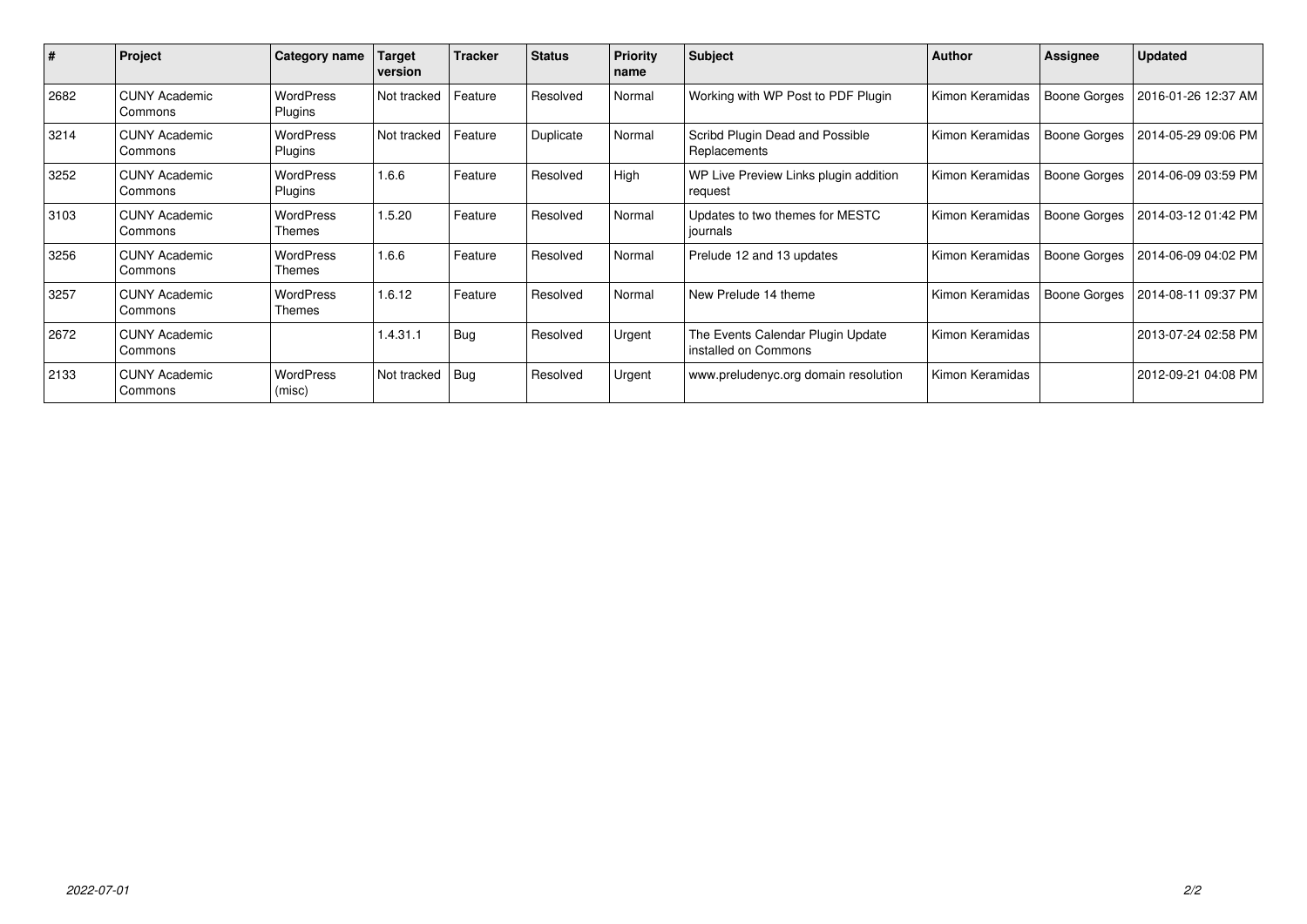| # | Project | Category name | Target version | Tracker | Status | Priority name | Subject | Author | Assignee | Updated |
|---|---|---|---|---|---|---|---|---|---|---|
| 2682 | CUNY Academic Commons | WordPress Plugins | Not tracked | Feature | Resolved | Normal | Working with WP Post to PDF Plugin | Kimon Keramidas | Boone Gorges | 2016-01-26 12:37 AM |
| 3214 | CUNY Academic Commons | WordPress Plugins | Not tracked | Feature | Duplicate | Normal | Scribd Plugin Dead and Possible Replacements | Kimon Keramidas | Boone Gorges | 2014-05-29 09:06 PM |
| 3252 | CUNY Academic Commons | WordPress Plugins | 1.6.6 | Feature | Resolved | High | WP Live Preview Links plugin addition request | Kimon Keramidas | Boone Gorges | 2014-06-09 03:59 PM |
| 3103 | CUNY Academic Commons | WordPress Themes | 1.5.20 | Feature | Resolved | Normal | Updates to two themes for MESTC journals | Kimon Keramidas | Boone Gorges | 2014-03-12 01:42 PM |
| 3256 | CUNY Academic Commons | WordPress Themes | 1.6.6 | Feature | Resolved | Normal | Prelude 12 and 13 updates | Kimon Keramidas | Boone Gorges | 2014-06-09 04:02 PM |
| 3257 | CUNY Academic Commons | WordPress Themes | 1.6.12 | Feature | Resolved | Normal | New Prelude 14 theme | Kimon Keramidas | Boone Gorges | 2014-08-11 09:37 PM |
| 2672 | CUNY Academic Commons | | 1.4.31.1 | Bug | Resolved | Urgent | The Events Calendar Plugin Update installed on Commons | Kimon Keramidas | | 2013-07-24 02:58 PM |
| 2133 | CUNY Academic Commons | WordPress (misc) | Not tracked | Bug | Resolved | Urgent | www.preludenyc.org domain resolution | Kimon Keramidas | | 2012-09-21 04:08 PM |